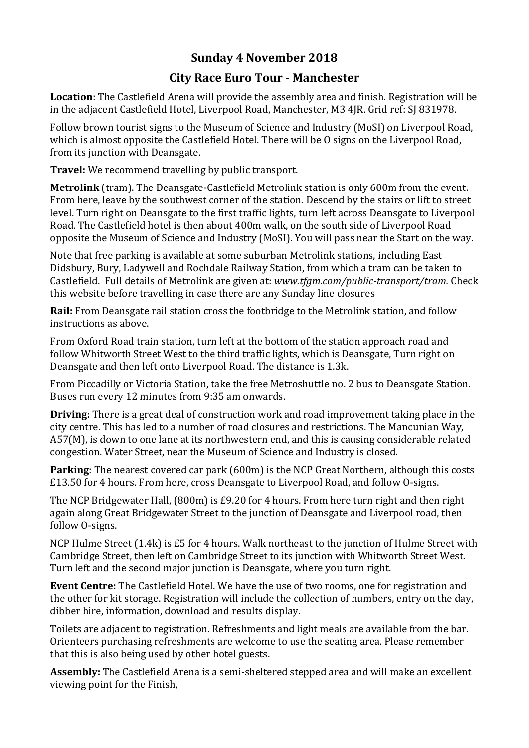## Sunday 4 November 2018

## City Race Euro Tour - Manchester

**Location**: The Castlefield Arena will provide the assembly area and finish. Registration will be in the adjacent Castlefield Hotel, Liverpool Road, Manchester, M3 4JR. Grid ref: SJ 831978.

Follow brown tourist signs to the Museum of Science and Industry (MoSI) on Liverpool Road, which is almost opposite the Castlefield Hotel. There will be O signs on the Liverpool Road, from its junction with Deansgate.

**Travel:** We recommend travelling by public transport.

**Metrolink** (tram). The Deansgate-Castlefield Metrolink station is only 600m from the event. From here, leave by the southwest corner of the station. Descend by the stairs or lift to street level. Turn right on Deansgate to the first traffic lights, turn left across Deansgate to Liverpool Road. The Castlefield hotel is then about 400m walk, on the south side of Liverpool Road opposite the Museum of Science and Industry (MoSI). You will pass near the Start on the way.

Note that free parking is available at some suburban Metrolink stations, including East Didsbury, Bury, Ladywell and Rochdale Railway Station, from which a tram can be taken to Castlefield. Full details of Metrolink are given at: *www.tfgm.com/public-transport/tram.* Check this website before travelling in case there are any Sunday line closures

**Rail:** From Deansgate rail station cross the footbridge to the Metrolink station, and follow instructions as above.

From Oxford Road train station, turn left at the bottom of the station approach road and follow Whitworth Street West to the third traffic lights, which is Deansgate, Turn right on Deansgate and then left onto Liverpool Road. The distance is 1.3k.

From Piccadilly or Victoria Station, take the free Metroshuttle no. 2 bus to Deansgate Station. Buses run every 12 minutes from 9:35 am onwards.

**Driving:** There is a great deal of construction work and road improvement taking place in the city centre. This has led to a number of road closures and restrictions. The Mancunian Way, A57(M), is down to one lane at its northwestern end, and this is causing considerable related congestion. Water Street, near the Museum of Science and Industry is closed.

**Parking**: The nearest covered car park (600m) is the NCP Great Northern, although this costs £13.50 for 4 hours. From here, cross Deansgate to Liverpool Road, and follow O-signs.

The NCP Bridgewater Hall, (800m) is £9.20 for 4 hours. From here turn right and then right again along Great Bridgewater Street to the junction of Deansgate and Liverpool road, then follow O-signs.

NCP Hulme Street (1.4k) is £5 for 4 hours. Walk northeast to the junction of Hulme Street with Cambridge Street, then left on Cambridge Street to its junction with Whitworth Street West. Turn left and the second major junction is Deansgate, where you turn right.

**Event Centre:** The Castlefield Hotel. We have the use of two rooms, one for registration and the other for kit storage. Registration will include the collection of numbers, entry on the day, dibber hire, information, download and results display.

Toilets are adjacent to registration. Refreshments and light meals are available from the bar. Orienteers purchasing refreshments are welcome to use the seating area. Please remember that this is also being used by other hotel guests.

**Assembly:** The Castlefield Arena is a semi-sheltered stepped area and will make an excellent viewing point for the Finish,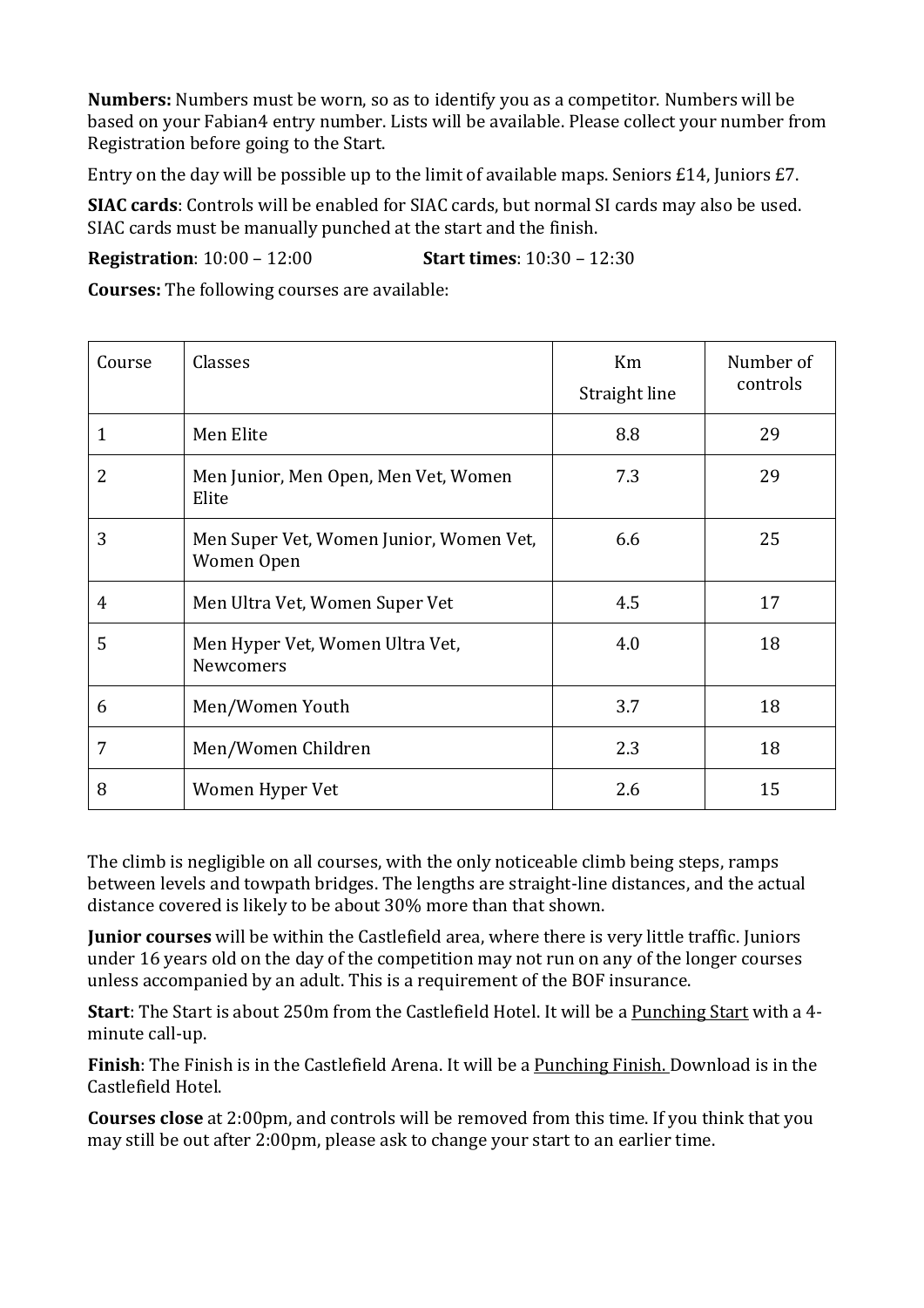**Numbers:** Numbers must be worn, so as to identify you as a competitor. Numbers will be based on your Fabian4 entry number. Lists will be available. Please collect your number from Registration before going to the Start.

Entry on the day will be possible up to the limit of available maps. Seniors £14, Juniors £7.

**SIAC cards**: Controls will be enabled for SIAC cards, but normal SI cards may also be used. SIAC cards must be manually punched at the start and the finish.

**Registration**: 10:00 – 12:00 **Start times**: 10:30 – 12:30

**Courses:** The following courses are available:

| Course | Classes | Km Straight line | Number of controls |
|---|---|---|---|
| 1 | Men Elite | 8.8 | 29 |
| 2 | Men Junior, Men Open, Men Vet, Women Elite | 7.3 | 29 |
| 3 | Men Super Vet, Women Junior, Women Vet, Women Open | 6.6 | 25 |
| 4 | Men Ultra Vet, Women Super Vet | 4.5 | 17 |
| 5 | Men Hyper Vet, Women Ultra Vet, Newcomers | 4.0 | 18 |
| 6 | Men/Women Youth | 3.7 | 18 |
| 7 | Men/Women Children | 2.3 | 18 |
| 8 | Women Hyper Vet | 2.6 | 15 |

The climb is negligible on all courses, with the only noticeable climb being steps, ramps between levels and towpath bridges. The lengths are straight-line distances, and the actual distance covered is likely to be about 30% more than that shown.

**Junior courses** will be within the Castlefield area, where there is very little traffic. Juniors under 16 years old on the day of the competition may not run on any of the longer courses unless accompanied by an adult. This is a requirement of the BOF insurance.

**Start**: The Start is about 250m from the Castlefield Hotel. It will be a Punching Start with a 4-minute call-up.

**Finish**: The Finish is in the Castlefield Arena. It will be a Punching Finish. Download is in the Castlefield Hotel.

**Courses close** at 2:00pm, and controls will be removed from this time. If you think that you may still be out after 2:00pm, please ask to change your start to an earlier time.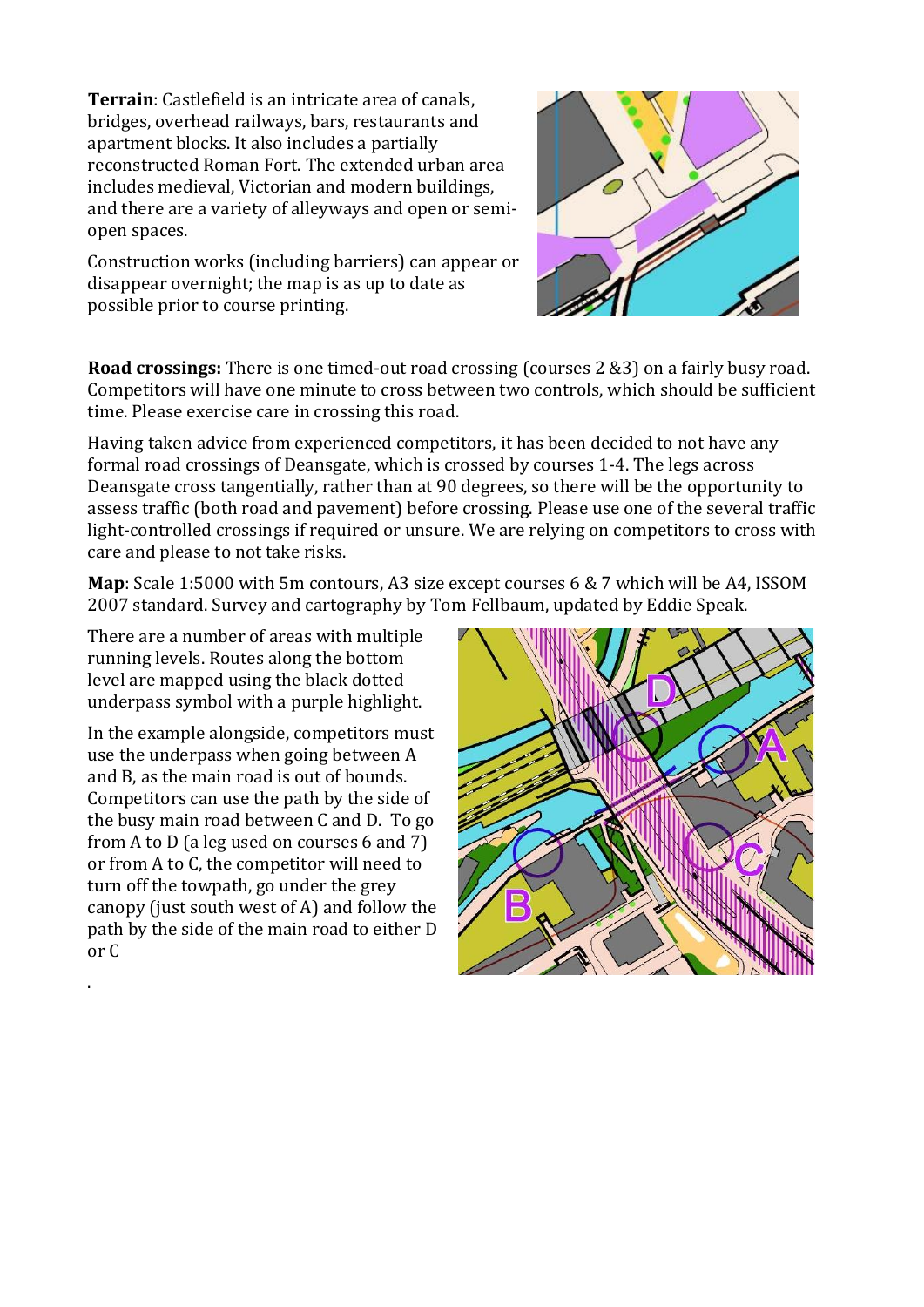**Terrain**: Castlefield is an intricate area of canals, bridges, overhead railways, bars, restaurants and apartment blocks. It also includes a partially reconstructed Roman Fort. The extended urban area includes medieval, Victorian and modern buildings, and there are a variety of alleyways and open or semi-open spaces.

Construction works (including barriers) can appear or disappear overnight; the map is as up to date as possible prior to course printing.

**Road crossings:** There is one timed-out road crossing (courses 2 &3) on a fairly busy road. Competitors will have one minute to cross between two controls, which should be sufficient time. Please exercise care in crossing this road.

Having taken advice from experienced competitors, it has been decided to not have any formal road crossings of Deansgate, which is crossed by courses 1-4. The legs across Deansgate cross tangentially, rather than at 90 degrees, so there will be the opportunity to assess traffic (both road and pavement) before crossing. Please use one of the several traffic light-controlled crossings if required or unsure. We are relying on competitors to cross with care and please to not take risks.

**Map**: Scale 1:5000 with 5m contours, A3 size except courses 6 & 7 which will be A4, ISSOM 2007 standard. Survey and cartography by Tom Fellbaum, updated by Eddie Speak.

There are a number of areas with multiple running levels. Routes along the bottom level are mapped using the black dotted underpass symbol with a purple highlight.

In the example alongside, competitors must use the underpass when going between A and B, as the main road is out of bounds. Competitors can use the path by the side of the busy main road between C and D. To go from A to D (a leg used on courses 6 and 7) or from A to C, the competitor will need to turn off the towpath, go under the grey canopy (just south west of A) and follow the path by the side of the main road to either D or C

.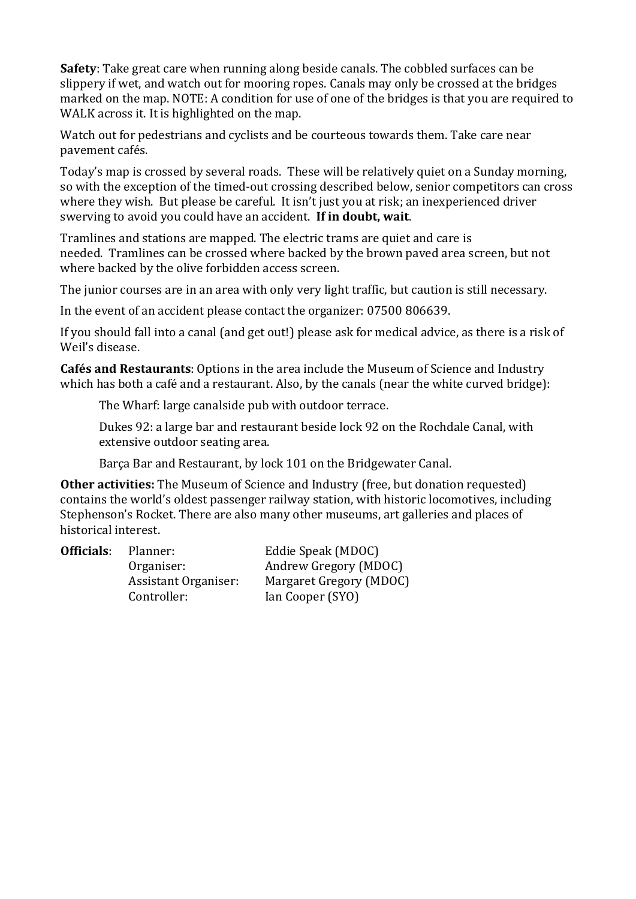**Safety**: Take great care when running along beside canals. The cobbled surfaces can be slippery if wet, and watch out for mooring ropes. Canals may only be crossed at the bridges marked on the map. NOTE: A condition for use of one of the bridges is that you are required to WALK across it. It is highlighted on the map.

Watch out for pedestrians and cyclists and be courteous towards them. Take care near pavement cafés.

Today's map is crossed by several roads. These will be relatively quiet on a Sunday morning, so with the exception of the timed-out crossing described below, senior competitors can cross where they wish. But please be careful. It isn't just you at risk; an inexperienced driver swerving to avoid you could have an accident. **If in doubt, wait**.

Tramlines and stations are mapped. The electric trams are quiet and care is needed. Tramlines can be crossed where backed by the brown paved area screen, but not where backed by the olive forbidden access screen.

The junior courses are in an area with only very light traffic, but caution is still necessary.

In the event of an accident please contact the organizer: 07500 806639.

If you should fall into a canal (and get out!) please ask for medical advice, as there is a risk of Weil's disease.

**Cafés and Restaurants**: Options in the area include the Museum of Science and Industry which has both a café and a restaurant. Also, by the canals (near the white curved bridge):

> The Wharf: large canalside pub with outdoor terrace.
>
> Dukes 92: a large bar and restaurant beside lock 92 on the Rochdale Canal, with extensive outdoor seating area.
>
> Barça Bar and Restaurant, by lock 101 on the Bridgewater Canal.

**Other activities:** The Museum of Science and Industry (free, but donation requested) contains the world's oldest passenger railway station, with historic locomotives, including Stephenson's Rocket. There are also many other museums, art galleries and places of historical interest.

| | | |
|---|---|---|
| **Officials**: | Planner: | Eddie Speak (MDOC) |
| | Organiser: | Andrew Gregory (MDOC) |
| | Assistant Organiser: | Margaret Gregory (MDOC) |
| | Controller: | Ian Cooper (SYO) |